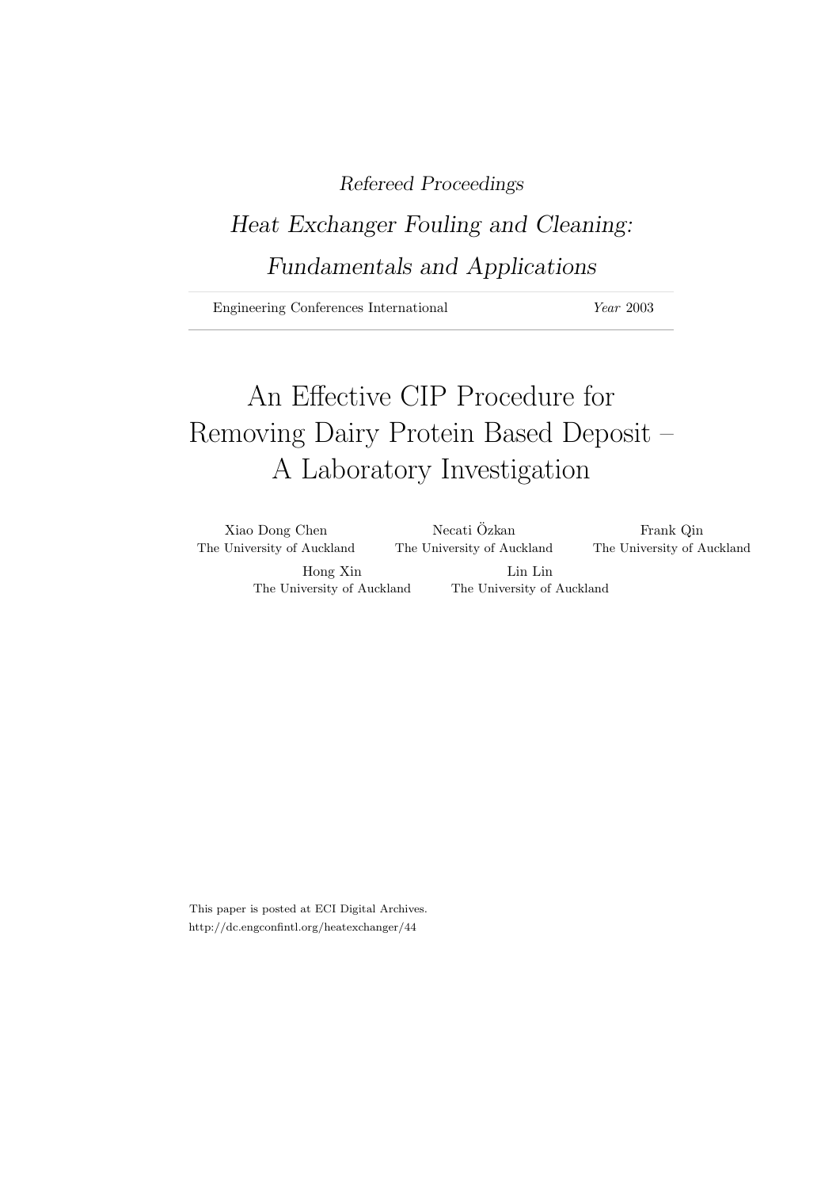*Refereed Proceedings*

*Heat Exchanger Fouling and Cleaning: Fundamentals and Applications*

Engineering Conferences International *Year* 2003

# An Effective CIP Procedure for Removing Dairy Protein Based Deposit – A Laboratory Investigation

Xiao Dong Chen, The University of Auckland

Necati Özkan, The University of Auckland

Frank Qin, The University of Auckland

Hong Xin, The University of Auckland

Lin Lin, The University of Auckland

This paper is posted at ECI Digital Archives.
http://dc.engconfintl.org/heatexchanger/44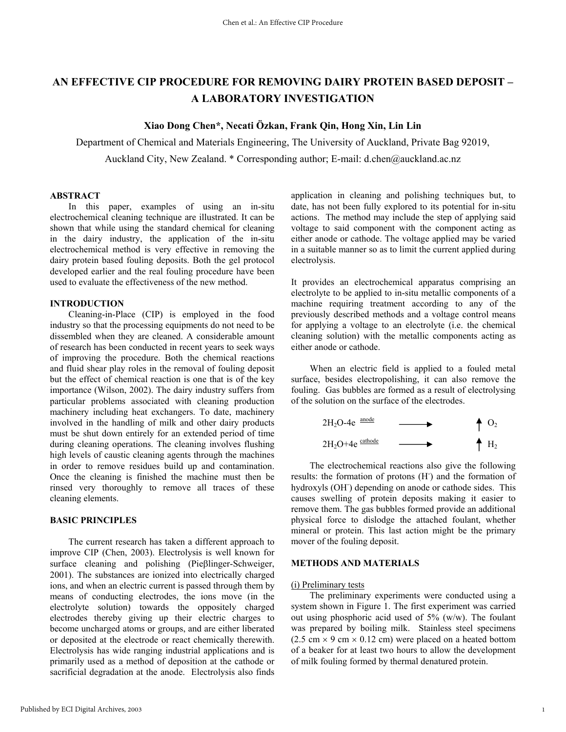# AN EFFECTIVE CIP PROCEDURE FOR REMOVING DAIRY PROTEIN BASED DEPOSIT – A LABORATORY INVESTIGATION

**Xiao Dong Chen\*, Necati Özkan, Frank Qin, Hong Xin, Lin Lin**

Department of Chemical and Materials Engineering, The University of Auckland, Private Bag 92019, Auckland City, New Zealand. \* Corresponding author; E-mail: d.chen@auckland.ac.nz

## ABSTRACT

In this paper, examples of using an in-situ electrochemical cleaning technique are illustrated. It can be shown that while using the standard chemical for cleaning in the dairy industry, the application of the in-situ electrochemical method is very effective in removing the dairy protein based fouling deposits. Both the gel protocol developed earlier and the real fouling procedure have been used to evaluate the effectiveness of the new method.

## INTRODUCTION

Cleaning-in-Place (CIP) is employed in the food industry so that the processing equipments do not need to be dissembled when they are cleaned. A considerable amount of research has been conducted in recent years to seek ways of improving the procedure. Both the chemical reactions and fluid shear play roles in the removal of fouling deposit but the effect of chemical reaction is one that is of the key importance (Wilson, 2002). The dairy industry suffers from particular problems associated with cleaning production machinery including heat exchangers. To date, machinery involved in the handling of milk and other dairy products must be shut down entirely for an extended period of time during cleaning operations. The cleaning involves flushing high levels of caustic cleaning agents through the machines in order to remove residues build up and contamination. Once the cleaning is finished the machine must then be rinsed very thoroughly to remove all traces of these cleaning elements.

## BASIC PRINCIPLES

The current research has taken a different approach to improve CIP (Chen, 2003). Electrolysis is well known for surface cleaning and polishing (Pieβlinger-Schweiger, 2001). The substances are ionized into electrically charged ions, and when an electric current is passed through them by means of conducting electrodes, the ions move (in the electrolyte solution) towards the oppositely charged electrodes thereby giving up their electric charges to become uncharged atoms or groups, and are either liberated or deposited at the electrode or react chemically therewith. Electrolysis has wide ranging industrial applications and is primarily used as a method of deposition at the cathode or sacrificial degradation at the anode. Electrolysis also finds application in cleaning and polishing techniques but, to date, has not been fully explored to its potential for in-situ actions. The method may include the step of applying said voltage to said component with the component acting as either anode or cathode. The voltage applied may be varied in a suitable manner so as to limit the current applied during electrolysis.

It provides an electrochemical apparatus comprising an electrolyte to be applied to in-situ metallic components of a machine requiring treatment according to any of the previously described methods and a voltage control means for applying a voltage to an electrolyte (i.e. the chemical cleaning solution) with the metallic components acting as either anode or cathode.

When an electric field is applied to a fouled metal surface, besides electropolishing, it can also remove the fouling. Gas bubbles are formed as a result of electrolysing of the solution on the surface of the electrodes.

$$2H_2O - 4e \xrightarrow{\text{anode}} \uparrow O_2$$

$$2H_2O + 4e \xrightarrow{\text{cathode}} \uparrow H_2$$

The electrochemical reactions also give the following results: the formation of protons ($H^-$) and the formation of hydroxyls ($OH^-$) depending on anode or cathode sides. This causes swelling of protein deposits making it easier to remove them. The gas bubbles formed provide an additional physical force to dislodge the attached foulant, whether mineral or protein. This last action might be the primary mover of the fouling deposit.

## METHODS AND MATERIALS

(i) Preliminary tests

The preliminary experiments were conducted using a system shown in Figure 1. The first experiment was carried out using phosphoric acid used of 5% (w/w). The foulant was prepared by boiling milk. Stainless steel specimens (2.5 cm × 9 cm × 0.12 cm) were placed on a heated bottom of a beaker for at least two hours to allow the development of milk fouling formed by thermal denatured protein.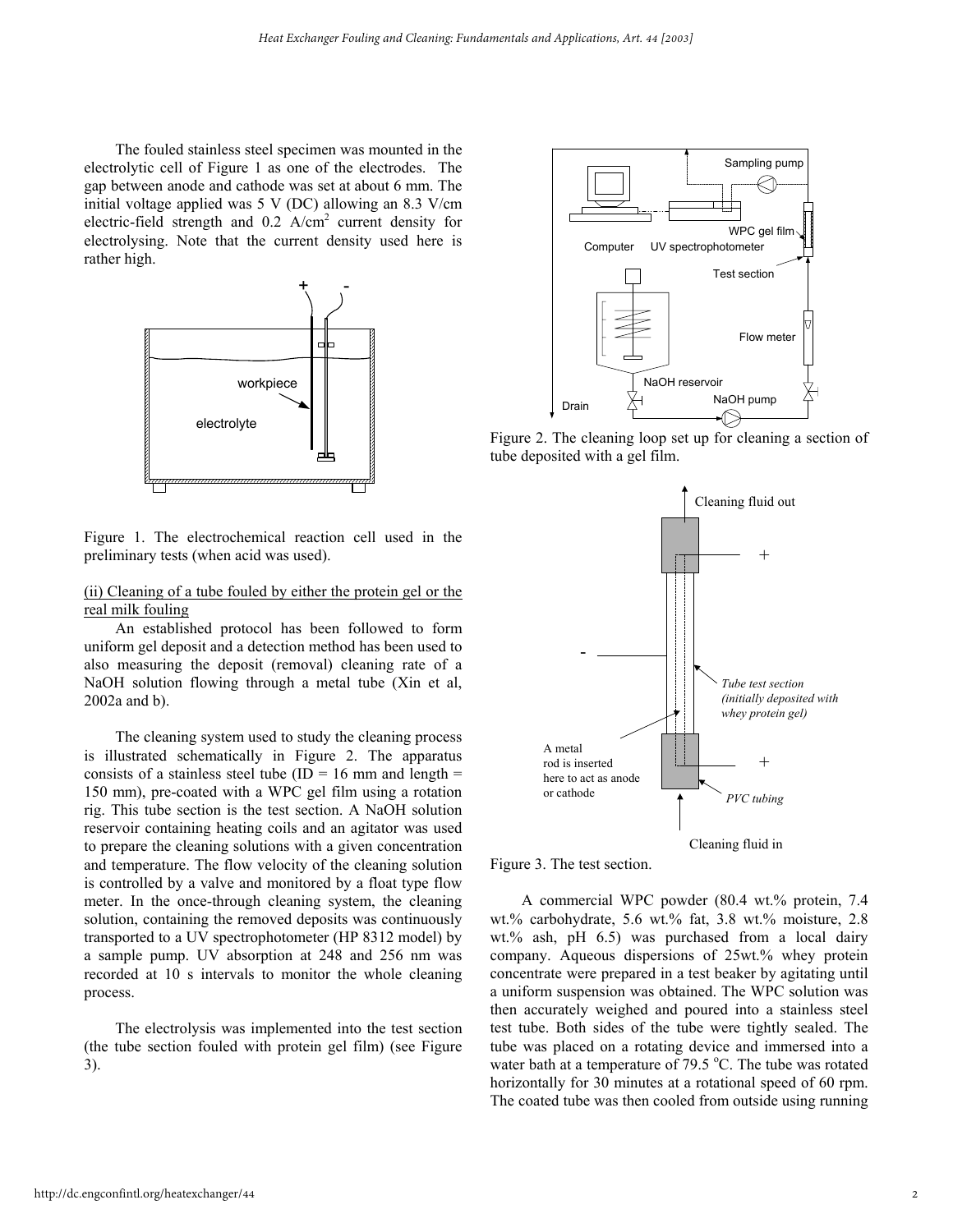The fouled stainless steel specimen was mounted in the electrolytic cell of Figure 1 as one of the electrodes. The gap between anode and cathode was set at about 6 mm. The initial voltage applied was 5 V (DC) allowing an 8.3 V/cm electric-field strength and 0.2 A/cm$^2$ current density for electrolysing. Note that the current density used here is rather high.

Figure 1. The electrochemical reaction cell used in the preliminary tests (when acid was used).

(ii) Cleaning of a tube fouled by either the protein gel or the real milk fouling

An established protocol has been followed to form uniform gel deposit and a detection method has been used to also measuring the deposit (removal) cleaning rate of a NaOH solution flowing through a metal tube (Xin et al, 2002a and b).

The cleaning system used to study the cleaning process is illustrated schematically in Figure 2. The apparatus consists of a stainless steel tube (ID = 16 mm and length = 150 mm), pre-coated with a WPC gel film using a rotation rig. This tube section is the test section. A NaOH solution reservoir containing heating coils and an agitator was used to prepare the cleaning solutions with a given concentration and temperature. The flow velocity of the cleaning solution is controlled by a valve and monitored by a float type flow meter. In the once-through cleaning system, the cleaning solution, containing the removed deposits was continuously transported to a UV spectrophotometer (HP 8312 model) by a sample pump. UV absorption at 248 and 256 nm was recorded at 10 s intervals to monitor the whole cleaning process.

The electrolysis was implemented into the test section (the tube section fouled with protein gel film) (see Figure 3).

Figure 2. The cleaning loop set up for cleaning a section of tube deposited with a gel film.

Figure 3. The test section.

A commercial WPC powder (80.4 wt.% protein, 7.4 wt.% carbohydrate, 5.6 wt.% fat, 3.8 wt.% moisture, 2.8 wt.% ash, pH 6.5) was purchased from a local dairy company. Aqueous dispersions of 25wt.% whey protein concentrate were prepared in a test beaker by agitating until a uniform suspension was obtained. The WPC solution was then accurately weighed and poured into a stainless steel test tube. Both sides of the tube were tightly sealed. The tube was placed on a rotating device and immersed into a water bath at a temperature of 79.5 $^{o}$C. The tube was rotated horizontally for 30 minutes at a rotational speed of 60 rpm. The coated tube was then cooled from outside using running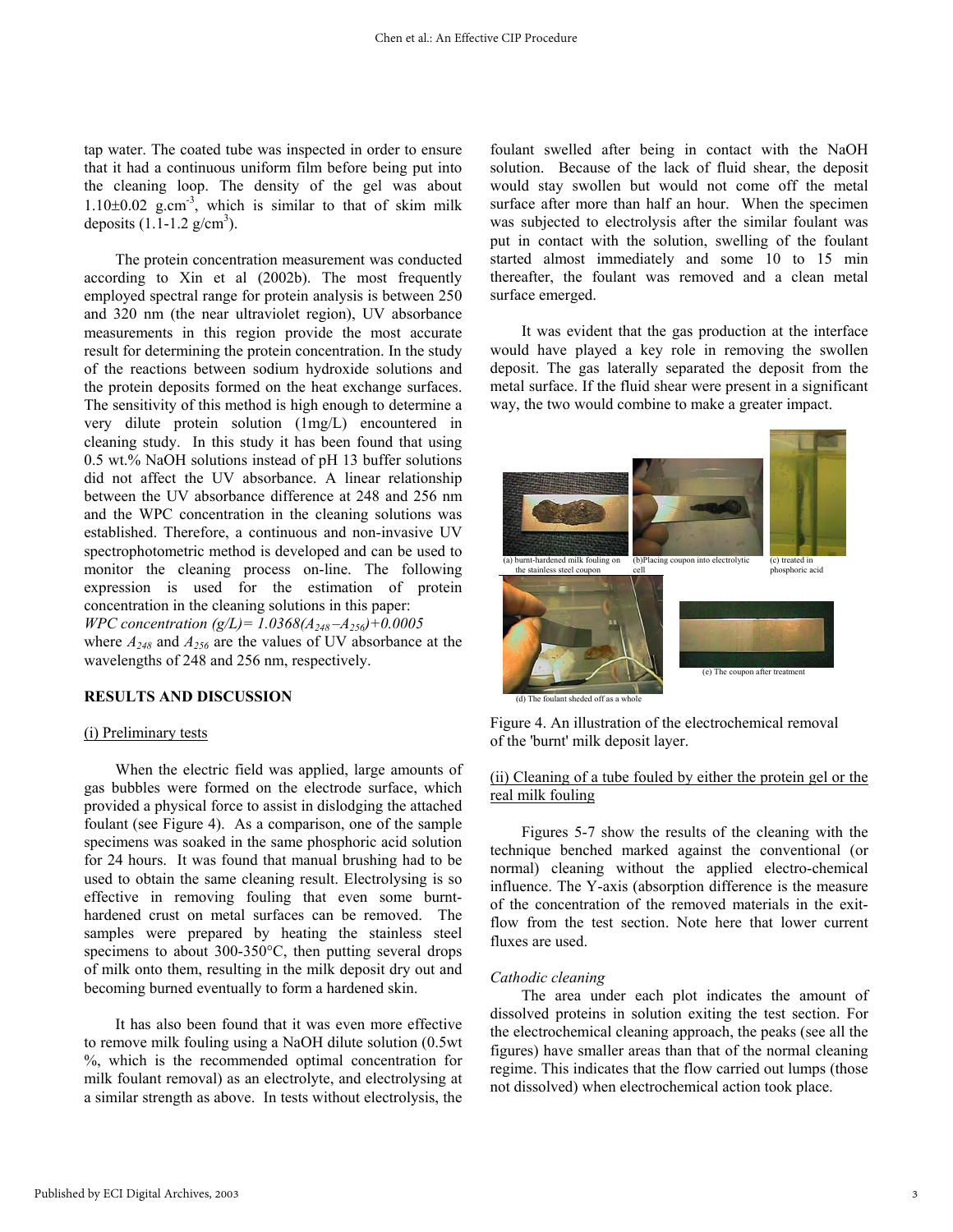tap water. The coated tube was inspected in order to ensure that it had a continuous uniform film before being put into the cleaning loop. The density of the gel was about 1.10±0.02 g.cm$^{-3}$, which is similar to that of skim milk deposits (1.1-1.2 g/cm$^3$).

The protein concentration measurement was conducted according to Xin et al (2002b). The most frequently employed spectral range for protein analysis is between 250 and 320 nm (the near ultraviolet region), UV absorbance measurements in this region provide the most accurate result for determining the protein concentration. In the study of the reactions between sodium hydroxide solutions and the protein deposits formed on the heat exchange surfaces. The sensitivity of this method is high enough to determine a very dilute protein solution (1mg/L) encountered in cleaning study. In this study it has been found that using 0.5 wt.% NaOH solutions instead of pH 13 buffer solutions did not affect the UV absorbance. A linear relationship between the UV absorbance difference at 248 and 256 nm and the WPC concentration in the cleaning solutions was established. Therefore, a continuous and non-invasive UV spectrophotometric method is developed and can be used to monitor the cleaning process on-line. The following expression is used for the estimation of protein concentration in the cleaning solutions in this paper:

*WPC concentration (g/L)=* $1.0368(A_{248}-A_{256})+0.0005$

where $A_{248}$ and $A_{256}$ are the values of UV absorbance at the wavelengths of 248 and 256 nm, respectively.

## RESULTS AND DISCUSSION

### (i) Preliminary tests

When the electric field was applied, large amounts of gas bubbles were formed on the electrode surface, which provided a physical force to assist in dislodging the attached foulant (see Figure 4). As a comparison, one of the sample specimens was soaked in the same phosphoric acid solution for 24 hours. It was found that manual brushing had to be used to obtain the same cleaning result. Electrolysing is so effective in removing fouling that even some burnt-hardened crust on metal surfaces can be removed. The samples were prepared by heating the stainless steel specimens to about 300-350°C, then putting several drops of milk onto them, resulting in the milk deposit dry out and becoming burned eventually to form a hardened skin.

It has also been found that it was even more effective to remove milk fouling using a NaOH dilute solution (0.5wt %, which is the recommended optimal concentration for milk foulant removal) as an electrolyte, and electrolysing at a similar strength as above. In tests without electrolysis, the foulant swelled after being in contact with the NaOH solution. Because of the lack of fluid shear, the deposit would stay swollen but would not come off the metal surface after more than half an hour. When the specimen was subjected to electrolysis after the similar foulant was put in contact with the solution, swelling of the foulant started almost immediately and some 10 to 15 min thereafter, the foulant was removed and a clean metal surface emerged.

It was evident that the gas production at the interface would have played a key role in removing the swollen deposit. The gas laterally separated the deposit from the metal surface. If the fluid shear were present in a significant way, the two would combine to make a greater impact.

(a) burnt-hardened milk fouling on the stainless steel coupon
(b)Placing coupon into electrolytic cell
(c) treated in phosphoric acid
(d) The foulant sheded off as a whole
(e) The coupon after treatment

Figure 4. An illustration of the electrochemical removal of the 'burnt' milk deposit layer.

### (ii) Cleaning of a tube fouled by either the protein gel or the real milk fouling

Figures 5-7 show the results of the cleaning with the technique benched marked against the conventional (or normal) cleaning without the applied electro-chemical influence. The Y-axis (absorption difference is the measure of the concentration of the removed materials in the exit-flow from the test section. Note here that lower current fluxes are used.

*Cathodic cleaning*

The area under each plot indicates the amount of dissolved proteins in solution exiting the test section. For the electrochemical cleaning approach, the peaks (see all the figures) have smaller areas than that of the normal cleaning regime. This indicates that the flow carried out lumps (those not dissolved) when electrochemical action took place.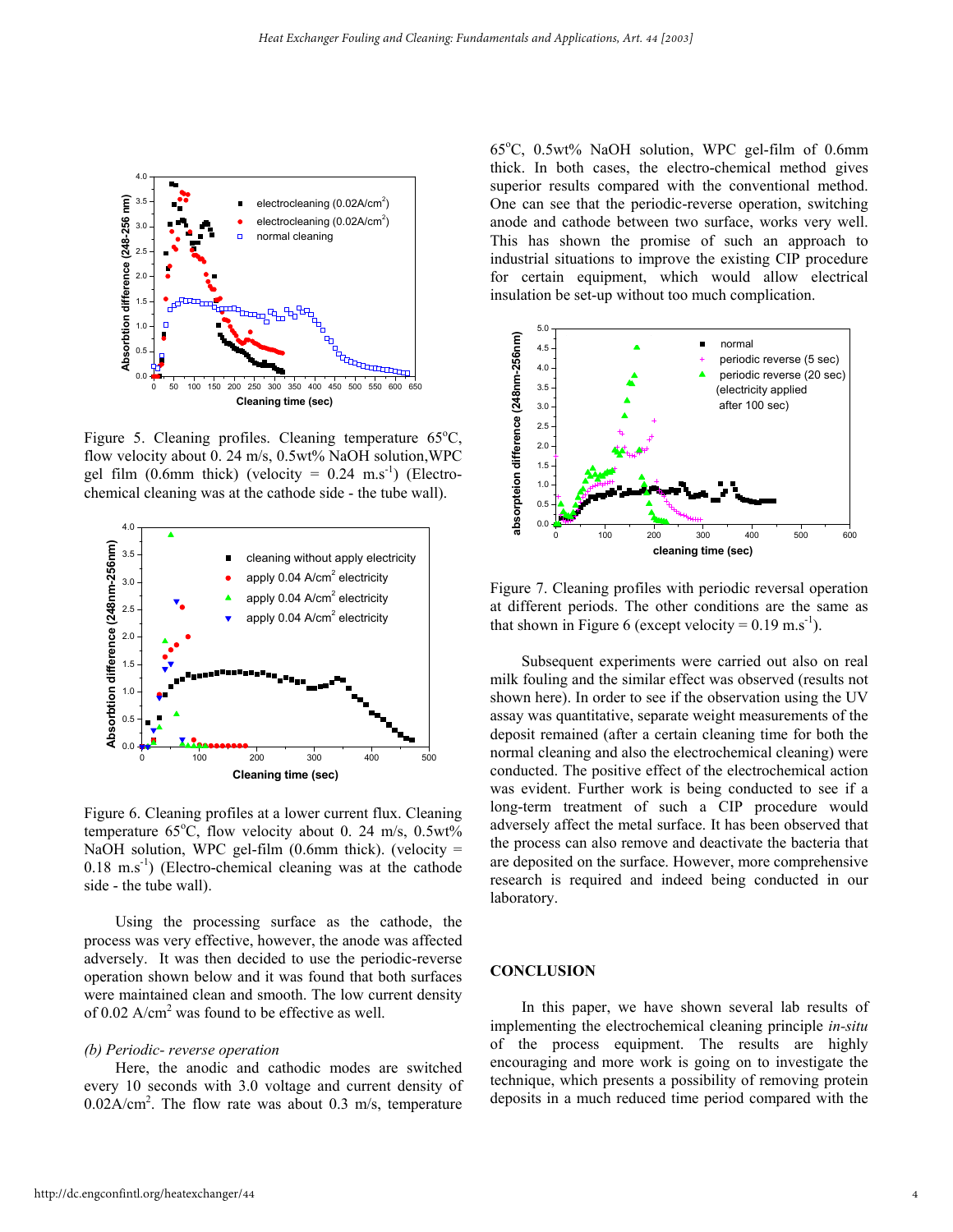Figure 5. Cleaning profiles. Cleaning temperature 65°C, flow velocity about 0. 24 m/s, 0.5wt% NaOH solution,WPC gel film (0.6mm thick) (velocity = 0.24 $m.s^{-1}$) (Electro-chemical cleaning was at the cathode side - the tube wall).

Figure 6. Cleaning profiles at a lower current flux. Cleaning temperature 65°C, flow velocity about 0. 24 m/s, 0.5wt% NaOH solution, WPC gel-film (0.6mm thick). (velocity = 0.18 $m.s^{-1}$) (Electro-chemical cleaning was at the cathode side - the tube wall).

Using the processing surface as the cathode, the process was very effective, however, the anode was affected adversely. It was then decided to use the periodic-reverse operation shown below and it was found that both surfaces were maintained clean and smooth. The low current density of 0.02 $A/cm^2$ was found to be effective as well.

*(b) Periodic- reverse operation*

Here, the anodic and cathodic modes are switched every 10 seconds with 3.0 voltage and current density of 0.02$A/cm^2$. The flow rate was about 0.3 m/s, temperature 65°C, 0.5wt% NaOH solution, WPC gel-film of 0.6mm thick. In both cases, the electro-chemical method gives superior results compared with the conventional method. One can see that the periodic-reverse operation, switching anode and cathode between two surface, works very well. This has shown the promise of such an approach to industrial situations to improve the existing CIP procedure for certain equipment, which would allow electrical insulation be set-up without too much complication.

Figure 7. Cleaning profiles with periodic reversal operation at different periods. The other conditions are the same as that shown in Figure 6 (except velocity = 0.19 $m.s^{-1}$).

Subsequent experiments were carried out also on real milk fouling and the similar effect was observed (results not shown here). In order to see if the observation using the UV assay was quantitative, separate weight measurements of the deposit remained (after a certain cleaning time for both the normal cleaning and also the electrochemical cleaning) were conducted. The positive effect of the electrochemical action was evident. Further work is being conducted to see if a long-term treatment of such a CIP procedure would adversely affect the metal surface. It has been observed that the process can also remove and deactivate the bacteria that are deposited on the surface. However, more comprehensive research is required and indeed being conducted in our laboratory.

## CONCLUSION

In this paper, we have shown several lab results of implementing the electrochemical cleaning principle *in-situ* of the process equipment. The results are highly encouraging and more work is going on to investigate the technique, which presents a possibility of removing protein deposits in a much reduced time period compared with the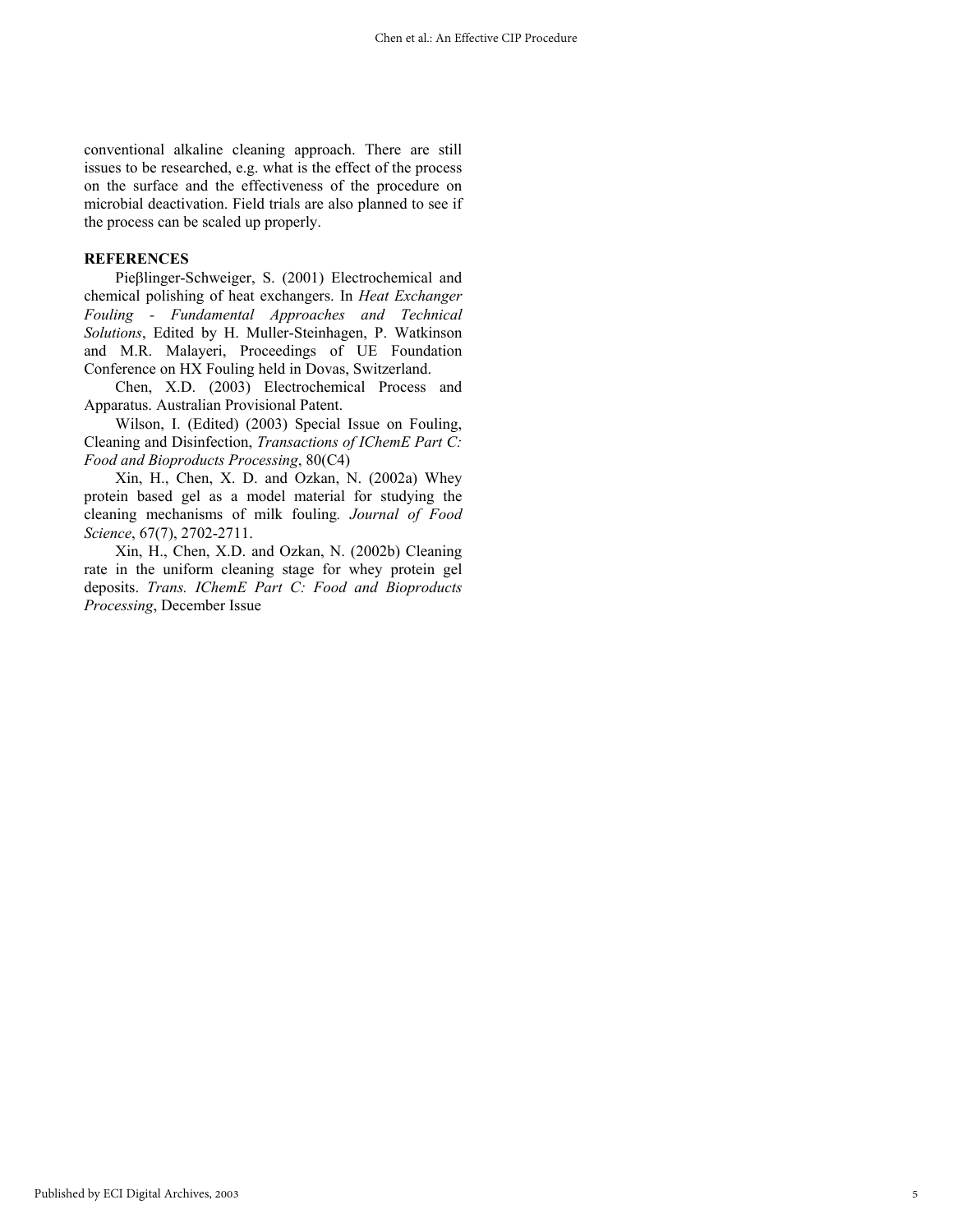conventional alkaline cleaning approach. There are still issues to be researched, e.g. what is the effect of the process on the surface and the effectiveness of the procedure on microbial deactivation. Field trials are also planned to see if the process can be scaled up properly.

## REFERENCES

Pieβlinger-Schweiger, S. (2001) Electrochemical and chemical polishing of heat exchangers. In *Heat Exchanger Fouling - Fundamental Approaches and Technical Solutions*, Edited by H. Muller-Steinhagen, P. Watkinson and M.R. Malayeri, Proceedings of UE Foundation Conference on HX Fouling held in Dovas, Switzerland.

Chen, X.D. (2003) Electrochemical Process and Apparatus. Australian Provisional Patent.

Wilson, I. (Edited) (2003) Special Issue on Fouling, Cleaning and Disinfection, *Transactions of IChemE Part C: Food and Bioproducts Processing*, 80(C4)

Xin, H., Chen, X. D. and Ozkan, N. (2002a) Whey protein based gel as a model material for studying the cleaning mechanisms of milk fouling. *Journal of Food Science*, 67(7), 2702-2711.

Xin, H., Chen, X.D. and Ozkan, N. (2002b) Cleaning rate in the uniform cleaning stage for whey protein gel deposits. *Trans. IChemE Part C: Food and Bioproducts Processing*, December Issue